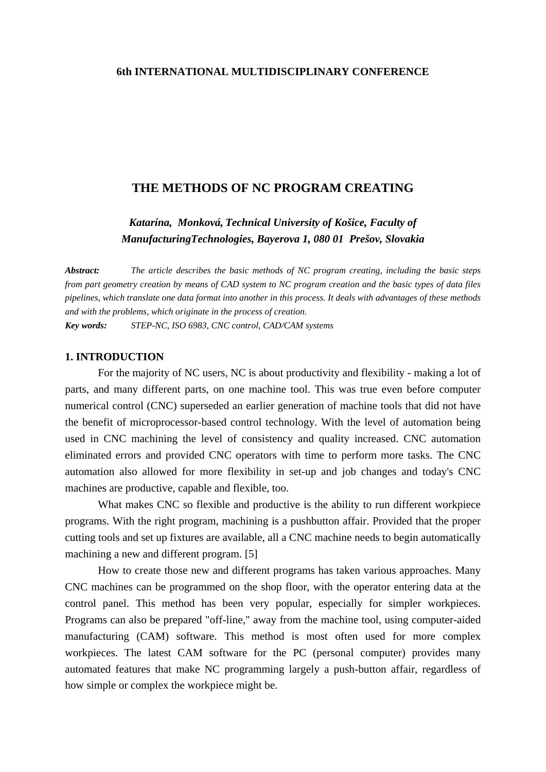**6th INTERNATIONAL MULTIDISCIPLINARY CONFERENCE**

# THE METHODS OF NC PROGRAM CREATING

***Katarína, Monková, Technical University of Košice, Faculty of ManufacturingTechnologies, Bayerova 1, 080 01 Prešov, Slovakia***

***Abstract:*** *The article describes the basic methods of NC program creating, including the basic steps from part geometry creation by means of CAD system to NC program creation and the basic types of data files pipelines, which translate one data format into another in this process. It deals with advantages of these methods and with the problems, which originate in the process of creation.*

***Key words:*** *STEP-NC, ISO 6983, CNC control, CAD/CAM systems*

## 1. INTRODUCTION

For the majority of NC users, NC is about productivity and flexibility - making a lot of parts, and many different parts, on one machine tool. This was true even before computer numerical control (CNC) superseded an earlier generation of machine tools that did not have the benefit of microprocessor-based control technology. With the level of automation being used in CNC machining the level of consistency and quality increased. CNC automation eliminated errors and provided CNC operators with time to perform more tasks. The CNC automation also allowed for more flexibility in set-up and job changes and today's CNC machines are productive, capable and flexible, too.

What makes CNC so flexible and productive is the ability to run different workpiece programs. With the right program, machining is a pushbutton affair. Provided that the proper cutting tools and set up fixtures are available, all a CNC machine needs to begin automatically machining a new and different program. [5]

How to create those new and different programs has taken various approaches. Many CNC machines can be programmed on the shop floor, with the operator entering data at the control panel. This method has been very popular, especially for simpler workpieces. Programs can also be prepared "off-line," away from the machine tool, using computer-aided manufacturing (CAM) software. This method is most often used for more complex workpieces. The latest CAM software for the PC (personal computer) provides many automated features that make NC programming largely a push-button affair, regardless of how simple or complex the workpiece might be.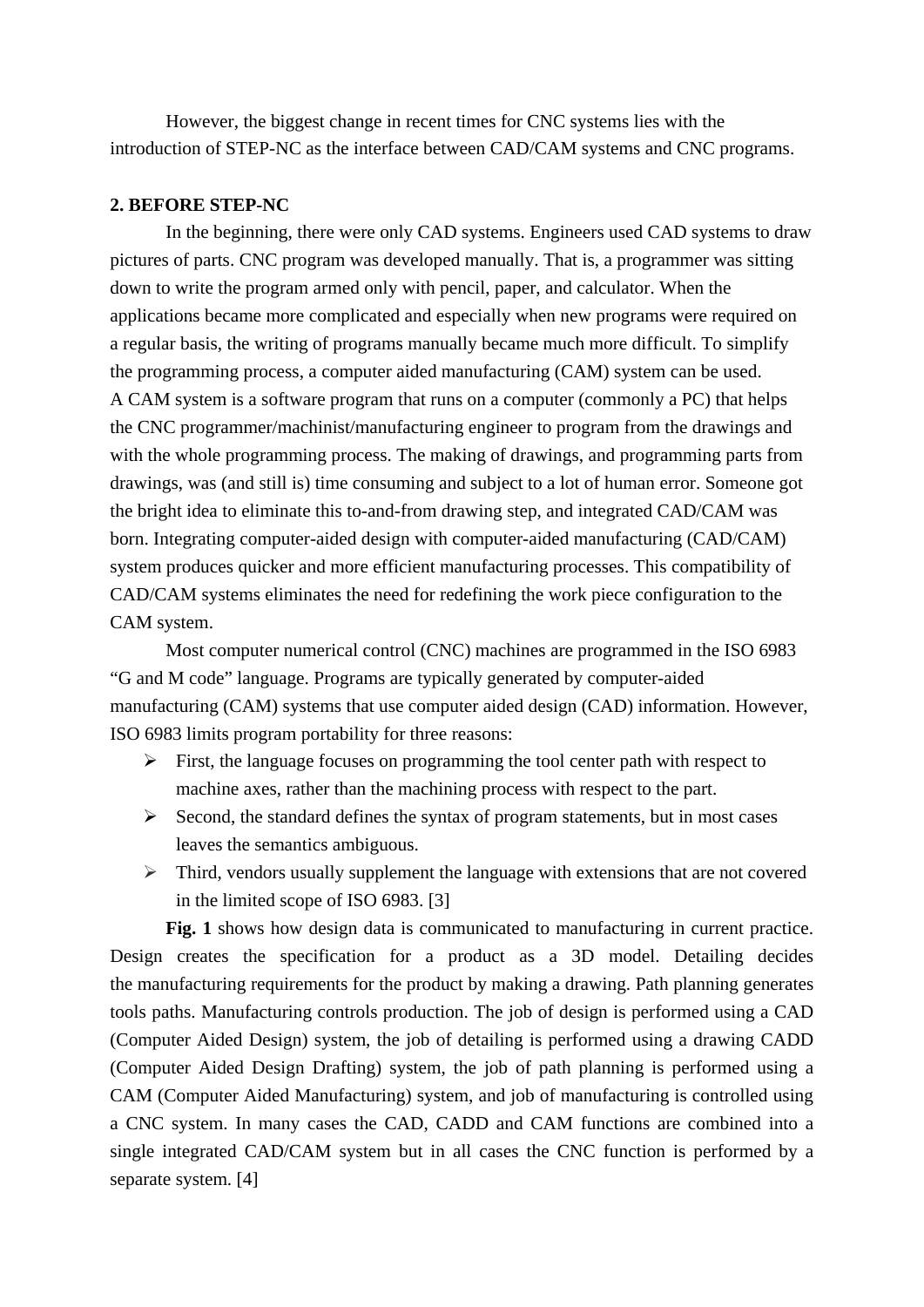However, the biggest change in recent times for CNC systems lies with the introduction of STEP-NC as the interface between CAD/CAM systems and CNC programs.

## 2. BEFORE STEP-NC

In the beginning, there were only CAD systems. Engineers used CAD systems to draw pictures of parts. CNC program was developed manually. That is, a programmer was sitting down to write the program armed only with pencil, paper, and calculator. When the applications became more complicated and especially when new programs were required on a regular basis, the writing of programs manually became much more difficult. To simplify the programming process, a computer aided manufacturing (CAM) system can be used. A CAM system is a software program that runs on a computer (commonly a PC) that helps the CNC programmer/machinist/manufacturing engineer to program from the drawings and with the whole programming process. The making of drawings, and programming parts from drawings, was (and still is) time consuming and subject to a lot of human error. Someone got the bright idea to eliminate this to-and-from drawing step, and integrated CAD/CAM was born. Integrating computer-aided design with computer-aided manufacturing (CAD/CAM) system produces quicker and more efficient manufacturing processes. This compatibility of CAD/CAM systems eliminates the need for redefining the work piece configuration to the CAM system.

Most computer numerical control (CNC) machines are programmed in the ISO 6983 "G and M code" language. Programs are typically generated by computer-aided manufacturing (CAM) systems that use computer aided design (CAD) information. However, ISO 6983 limits program portability for three reasons:

- First, the language focuses on programming the tool center path with respect to machine axes, rather than the machining process with respect to the part.
- Second, the standard defines the syntax of program statements, but in most cases leaves the semantics ambiguous.
- Third, vendors usually supplement the language with extensions that are not covered in the limited scope of ISO 6983. [3]

**Fig. 1** shows how design data is communicated to manufacturing in current practice. Design creates the specification for a product as a 3D model. Detailing decides the manufacturing requirements for the product by making a drawing. Path planning generates tools paths. Manufacturing controls production. The job of design is performed using a CAD (Computer Aided Design) system, the job of detailing is performed using a drawing CADD (Computer Aided Design Drafting) system, the job of path planning is performed using a CAM (Computer Aided Manufacturing) system, and job of manufacturing is controlled using a CNC system. In many cases the CAD, CADD and CAM functions are combined into a single integrated CAD/CAM system but in all cases the CNC function is performed by a separate system. [4]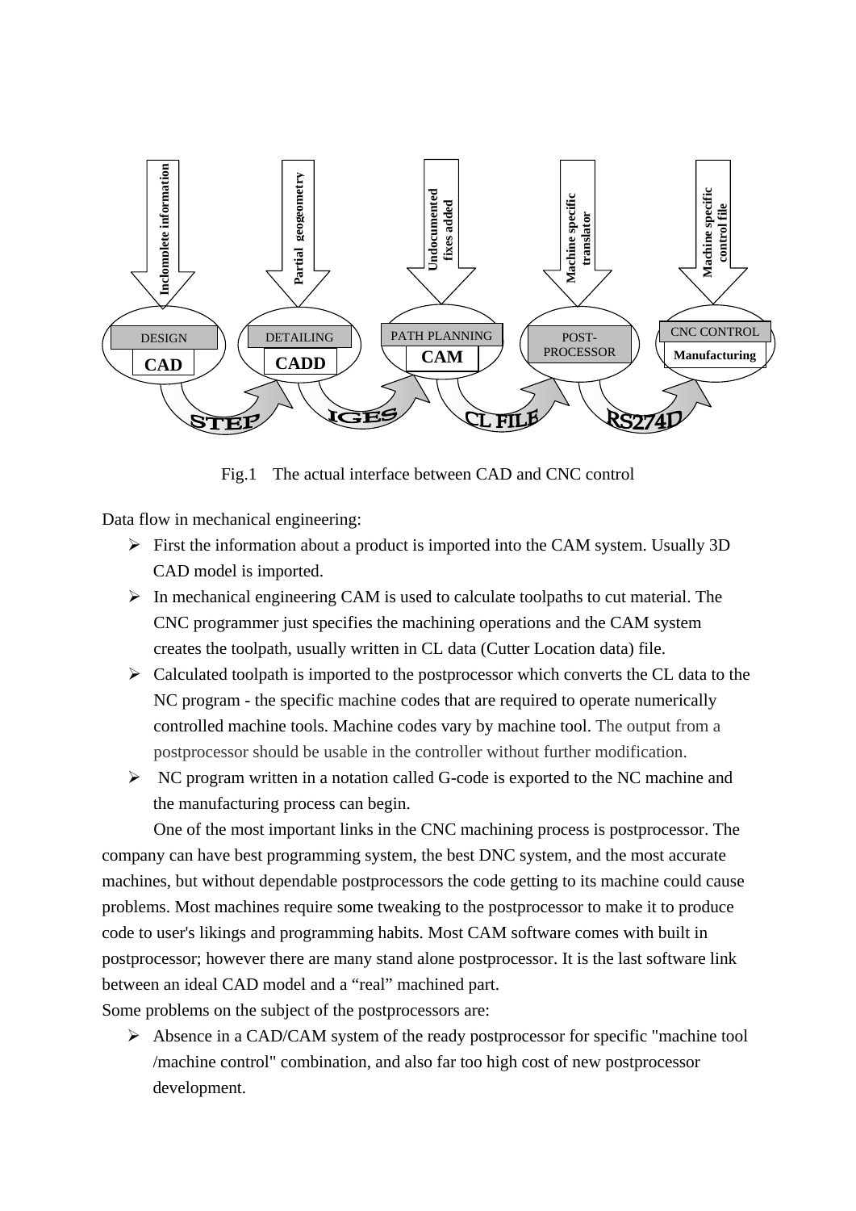Fig.1 The actual interface between CAD and CNC control

Data flow in mechanical engineering:

- First the information about a product is imported into the CAM system. Usually 3D CAD model is imported.
- In mechanical engineering CAM is used to calculate toolpaths to cut material. The CNC programmer just specifies the machining operations and the CAM system creates the toolpath, usually written in CL data (Cutter Location data) file.
- Calculated toolpath is imported to the postprocessor which converts the CL data to the NC program - the specific machine codes that are required to operate numerically controlled machine tools. Machine codes vary by machine tool. The output from a postprocessor should be usable in the controller without further modification.
- NC program written in a notation called G-code is exported to the NC machine and the manufacturing process can begin.

One of the most important links in the CNC machining process is postprocessor. The company can have best programming system, the best DNC system, and the most accurate machines, but without dependable postprocessors the code getting to its machine could cause problems. Most machines require some tweaking to the postprocessor to make it to produce code to user's likings and programming habits. Most CAM software comes with built in postprocessor; however there are many stand alone postprocessor. It is the last software link between an ideal CAD model and a “real” machined part.

Some problems on the subject of the postprocessors are:

- Absence in a CAD/CAM system of the ready postprocessor for specific "machine tool /machine control" combination, and also far too high cost of new postprocessor development.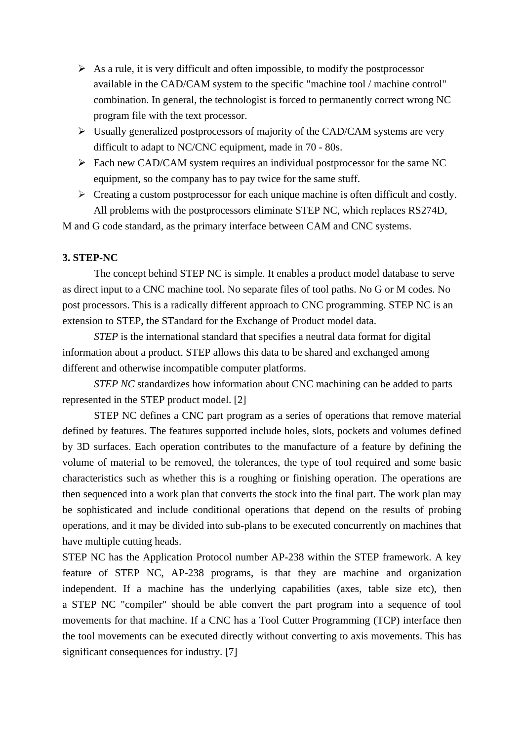- As a rule, it is very difficult and often impossible, to modify the postprocessor available in the CAD/CAM system to the specific "machine tool / machine control" combination. In general, the technologist is forced to permanently correct wrong NC program file with the text processor.
- Usually generalized postprocessors of majority of the CAD/CAM systems are very difficult to adapt to NC/CNC equipment, made in 70 - 80s.
- Each new CAD/CAM system requires an individual postprocessor for the same NC equipment, so the company has to pay twice for the same stuff.
- Creating a custom postprocessor for each unique machine is often difficult and costly.

All problems with the postprocessors eliminate STEP NC, which replaces RS274D, M and G code standard, as the primary interface between CAM and CNC systems.

**3. STEP-NC**

The concept behind STEP NC is simple. It enables a product model database to serve as direct input to a CNC machine tool. No separate files of tool paths. No G or M codes. No post processors. This is a radically different approach to CNC programming. STEP NC is an extension to STEP, the STandard for the Exchange of Product model data.

*STEP* is the international standard that specifies a neutral data format for digital information about a product. STEP allows this data to be shared and exchanged among different and otherwise incompatible computer platforms.

*STEP NC* standardizes how information about CNC machining can be added to parts represented in the STEP product model. [2]

STEP NC defines a CNC part program as a series of operations that remove material defined by features. The features supported include holes, slots, pockets and volumes defined by 3D surfaces. Each operation contributes to the manufacture of a feature by defining the volume of material to be removed, the tolerances, the type of tool required and some basic characteristics such as whether this is a roughing or finishing operation. The operations are then sequenced into a work plan that converts the stock into the final part. The work plan may be sophisticated and include conditional operations that depend on the results of probing operations, and it may be divided into sub-plans to be executed concurrently on machines that have multiple cutting heads.

STEP NC has the Application Protocol number AP-238 within the STEP framework. A key feature of STEP NC, AP-238 programs, is that they are machine and organization independent. If a machine has the underlying capabilities (axes, table size etc), then a STEP NC "compiler" should be able convert the part program into a sequence of tool movements for that machine. If a CNC has a Tool Cutter Programming (TCP) interface then the tool movements can be executed directly without converting to axis movements. This has significant consequences for industry. [7]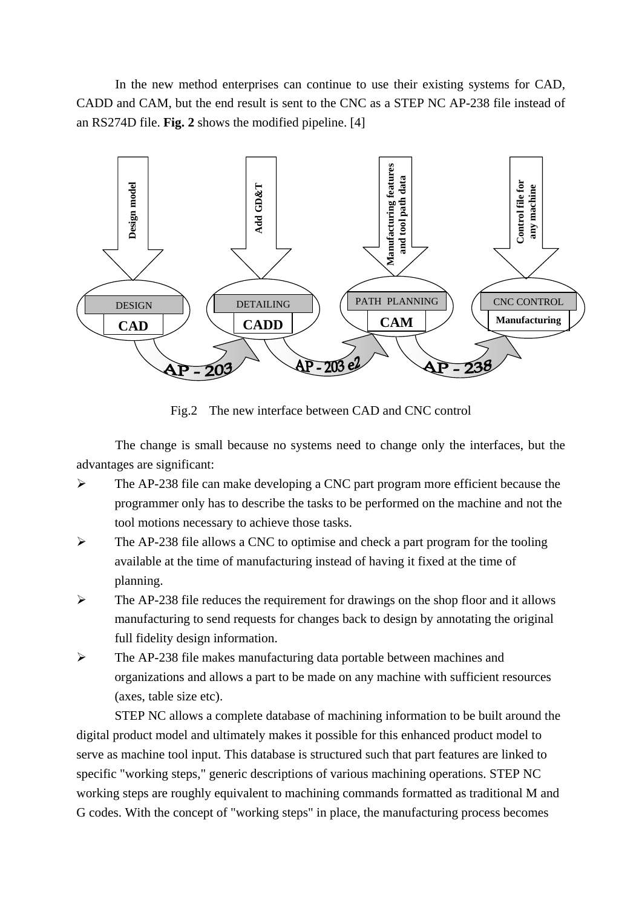In the new method enterprises can continue to use their existing systems for CAD, CADD and CAM, but the end result is sent to the CNC as a STEP NC AP-238 file instead of an RS274D file. **Fig. 2** shows the modified pipeline. [4]

Fig.2 The new interface between CAD and CNC control

The change is small because no systems need to change only the interfaces, but the advantages are significant:

- The AP-238 file can make developing a CNC part program more efficient because the programmer only has to describe the tasks to be performed on the machine and not the tool motions necessary to achieve those tasks.
- The AP-238 file allows a CNC to optimise and check a part program for the tooling available at the time of manufacturing instead of having it fixed at the time of planning.
- The AP-238 file reduces the requirement for drawings on the shop floor and it allows manufacturing to send requests for changes back to design by annotating the original full fidelity design information.
- The AP-238 file makes manufacturing data portable between machines and organizations and allows a part to be made on any machine with sufficient resources (axes, table size etc).

STEP NC allows a complete database of machining information to be built around the digital product model and ultimately makes it possible for this enhanced product model to serve as machine tool input. This database is structured such that part features are linked to specific "working steps," generic descriptions of various machining operations. STEP NC working steps are roughly equivalent to machining commands formatted as traditional M and G codes. With the concept of "working steps" in place, the manufacturing process becomes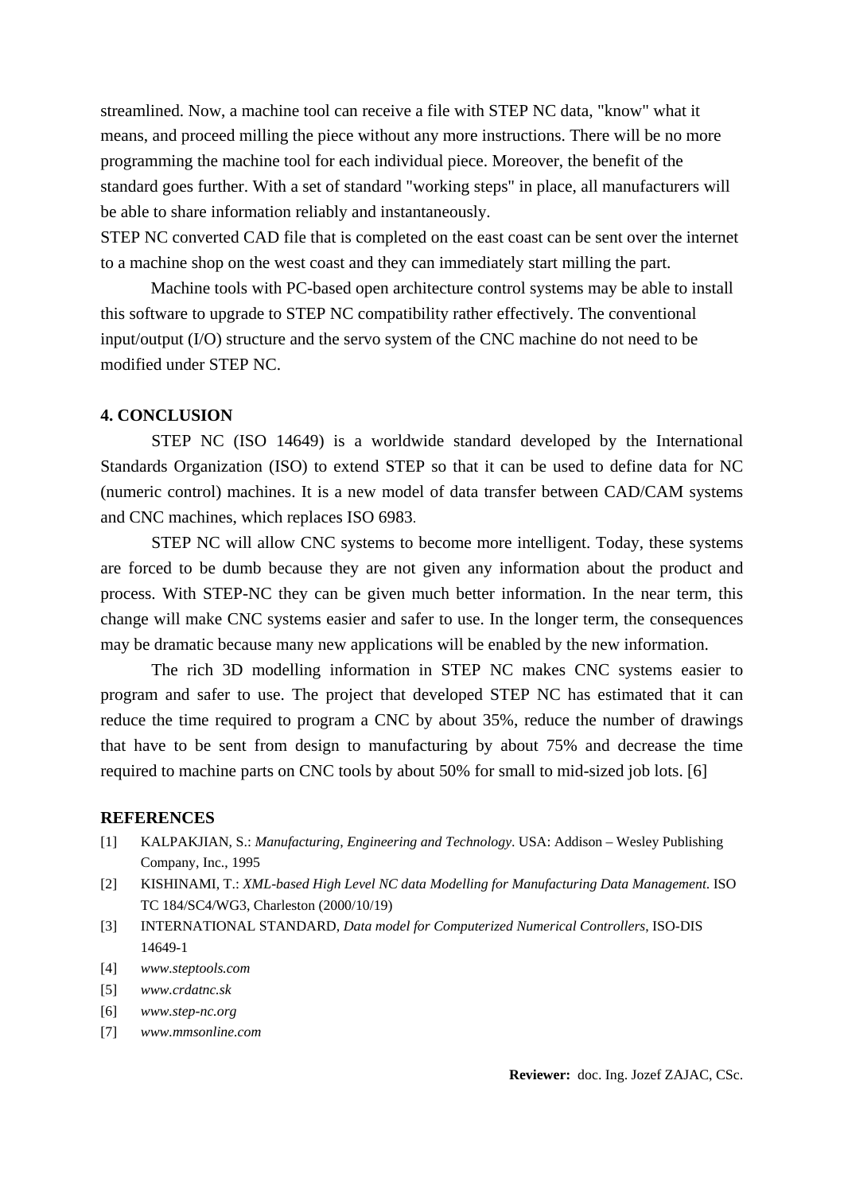streamlined. Now, a machine tool can receive a file with STEP NC data, "know" what it means, and proceed milling the piece without any more instructions. There will be no more programming the machine tool for each individual piece. Moreover, the benefit of the standard goes further. With a set of standard "working steps" in place, all manufacturers will be able to share information reliably and instantaneously.

STEP NC converted CAD file that is completed on the east coast can be sent over the internet to a machine shop on the west coast and they can immediately start milling the part.

Machine tools with PC-based open architecture control systems may be able to install this software to upgrade to STEP NC compatibility rather effectively. The conventional input/output (I/O) structure and the servo system of the CNC machine do not need to be modified under STEP NC.

## 4. CONCLUSION

STEP NC (ISO 14649) is a worldwide standard developed by the International Standards Organization (ISO) to extend STEP so that it can be used to define data for NC (numeric control) machines. It is a new model of data transfer between CAD/CAM systems and CNC machines, which replaces ISO 6983.

STEP NC will allow CNC systems to become more intelligent. Today, these systems are forced to be dumb because they are not given any information about the product and process. With STEP-NC they can be given much better information. In the near term, this change will make CNC systems easier and safer to use. In the longer term, the consequences may be dramatic because many new applications will be enabled by the new information.

The rich 3D modelling information in STEP NC makes CNC systems easier to program and safer to use. The project that developed STEP NC has estimated that it can reduce the time required to program a CNC by about 35%, reduce the number of drawings that have to be sent from design to manufacturing by about 75% and decrease the time required to machine parts on CNC tools by about 50% for small to mid-sized job lots. [6]

## REFERENCES

[1] KALPAKJIAN, S.: *Manufacturing, Engineering and Technology*. USA: Addison – Wesley Publishing Company, Inc., 1995

[2] KISHINAMI, T.: *XML-based High Level NC data Modelling for Manufacturing Data Management*. ISO TC 184/SC4/WG3, Charleston (2000/10/19)

[3] INTERNATIONAL STANDARD, *Data model for Computerized Numerical Controllers*, ISO-DIS 14649-1

[4] *www.steptools.com*

[5] *www.crdatnc.sk*

[6] *www.step-nc.org*

[7] *www.mmsonline.com*

**Reviewer:** doc. Ing. Jozef ZAJAC, CSc.